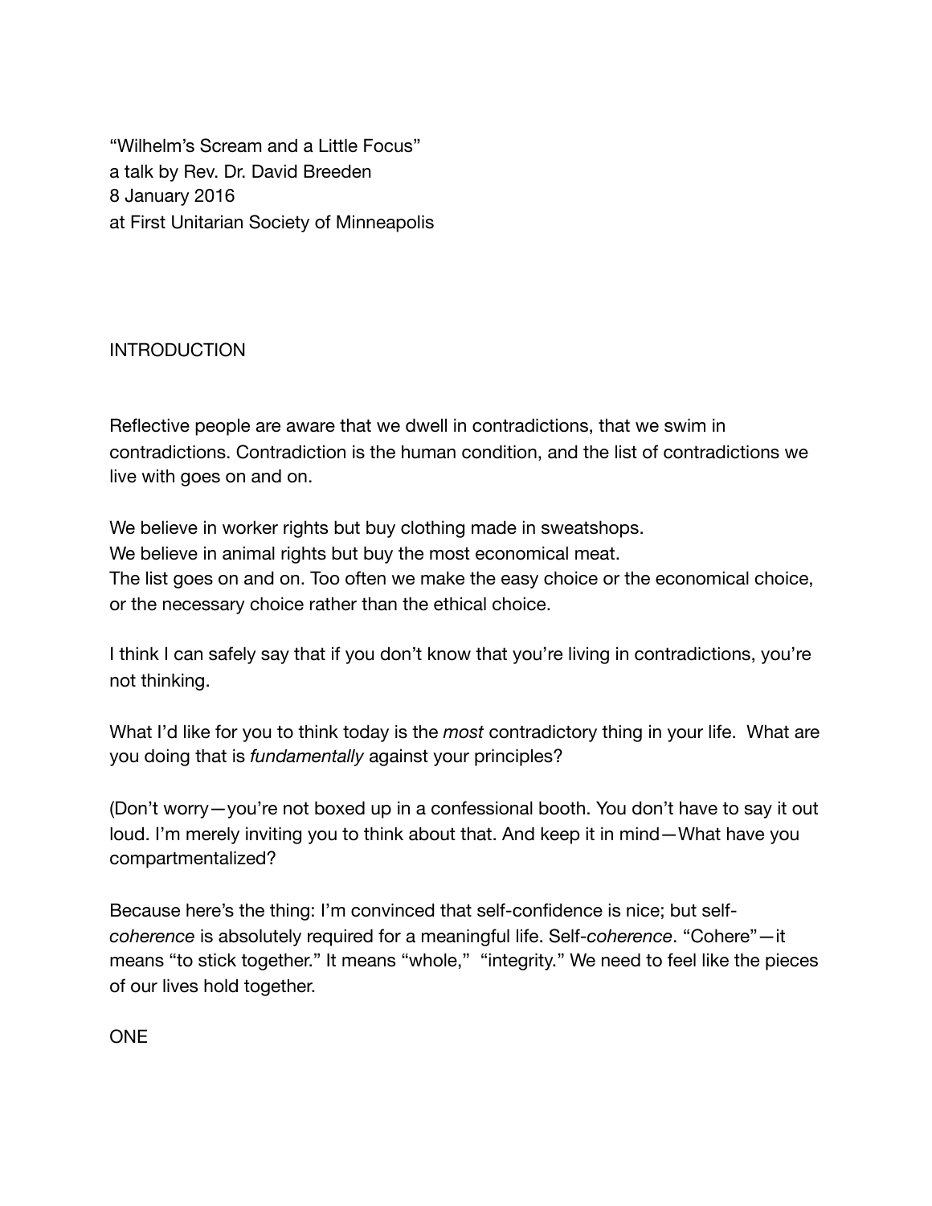"Wilhelm's Scream and a Little Focus"
a talk by Rev. Dr. David Breeden
8 January 2016
at First Unitarian Society of Minneapolis

## INTRODUCTION

Reflective people are aware that we dwell in contradictions, that we swim in contradictions. Contradiction is the human condition, and the list of contradictions we live with goes on and on.

We believe in worker rights but buy clothing made in sweatshops.
We believe in animal rights but buy the most economical meat.
The list goes on and on. Too often we make the easy choice or the economical choice, or the necessary choice rather than the ethical choice.

I think I can safely say that if you don't know that you're living in contradictions, you're not thinking.

What I'd like for you to think today is the *most* contradictory thing in your life. What are you doing that is *fundamentally* against your principles?

(Don't worry—you're not boxed up in a confessional booth. You don't have to say it out loud. I'm merely inviting you to think about that. And keep it in mind—What have you compartmentalized?

Because here's the thing: I'm convinced that self-confidence is nice; but self-*coherence* is absolutely required for a meaningful life. Self-*coherence*. "Cohere"—it means "to stick together." It means "whole," "integrity." We need to feel like the pieces of our lives hold together.

## ONE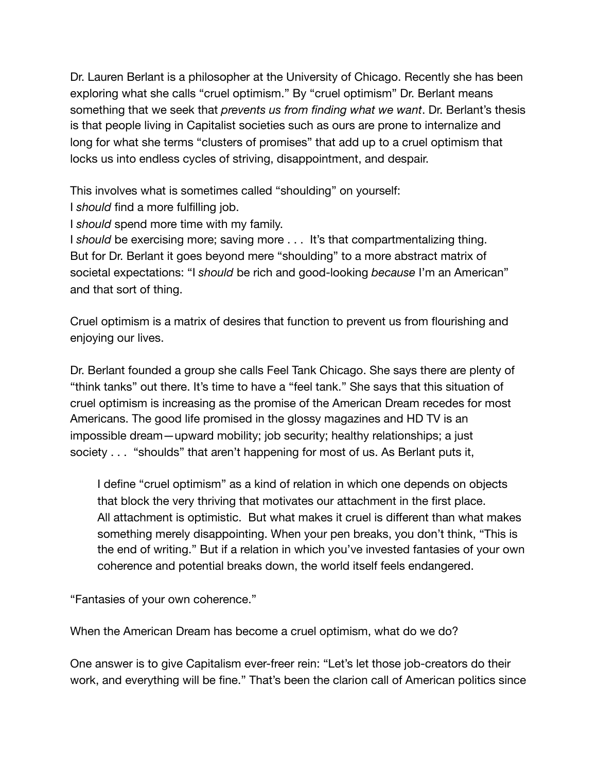Dr. Lauren Berlant is a philosopher at the University of Chicago. Recently she has been exploring what she calls “cruel optimism.” By “cruel optimism” Dr. Berlant means something that we seek that *prevents us from finding what we want*. Dr. Berlant’s thesis is that people living in Capitalist societies such as ours are prone to internalize and long for what she terms “clusters of promises” that add up to a cruel optimism that locks us into endless cycles of striving, disappointment, and despair.

This involves what is sometimes called “shoulding” on yourself:
I *should* find a more fulfilling job.
I *should* spend more time with my family.
I *should* be exercising more; saving more . . . It’s that compartmentalizing thing.
But for Dr. Berlant it goes beyond mere “shoulding” to a more abstract matrix of societal expectations: “I *should* be rich and good-looking *because* I’m an American” and that sort of thing.

Cruel optimism is a matrix of desires that function to prevent us from flourishing and enjoying our lives.

Dr. Berlant founded a group she calls Feel Tank Chicago. She says there are plenty of “think tanks” out there. It’s time to have a “feel tank.” She says that this situation of cruel optimism is increasing as the promise of the American Dream recedes for most Americans. The good life promised in the glossy magazines and HD TV is an impossible dream—upward mobility; job security; healthy relationships; a just society . . . “shoulds” that aren’t happening for most of us. As Berlant puts it,

> I define “cruel optimism” as a kind of relation in which one depends on objects that block the very thriving that motivates our attachment in the first place. All attachment is optimistic. But what makes it cruel is different than what makes something merely disappointing. When your pen breaks, you don’t think, “This is the end of writing.” But if a relation in which you’ve invested fantasies of your own coherence and potential breaks down, the world itself feels endangered.

“Fantasies of your own coherence.”

When the American Dream has become a cruel optimism, what do we do?

One answer is to give Capitalism ever-freer rein: “Let’s let those job-creators do their work, and everything will be fine.” That’s been the clarion call of American politics since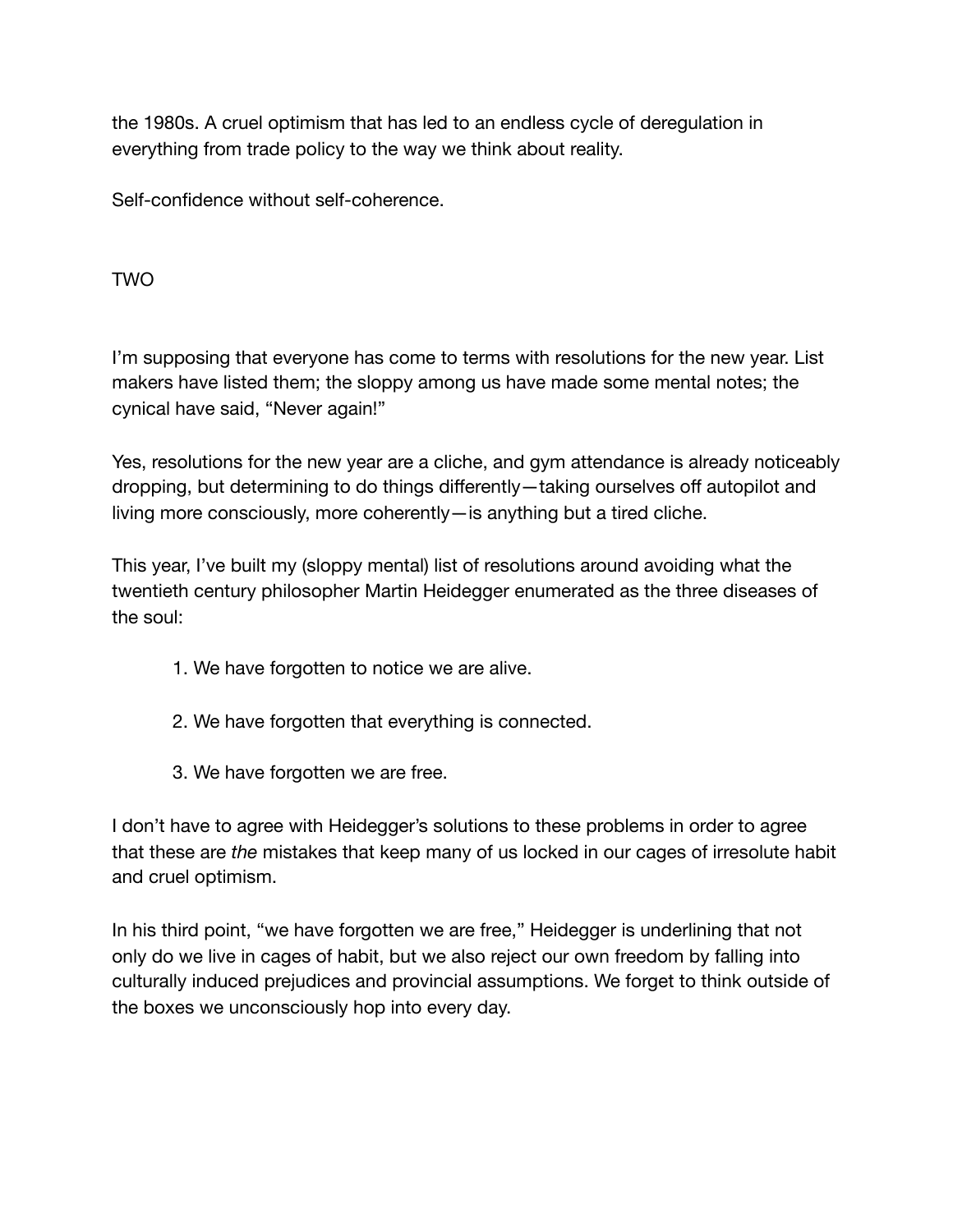the 1980s. A cruel optimism that has led to an endless cycle of deregulation in everything from trade policy to the way we think about reality.

Self-confidence without self-coherence.

## TWO

I'm supposing that everyone has come to terms with resolutions for the new year. List makers have listed them; the sloppy among us have made some mental notes; the cynical have said, "Never again!"

Yes, resolutions for the new year are a cliche, and gym attendance is already noticeably dropping, but determining to do things differently—taking ourselves off autopilot and living more consciously, more coherently—is anything but a tired cliche.

This year, I've built my (sloppy mental) list of resolutions around avoiding what the twentieth century philosopher Martin Heidegger enumerated as the three diseases of the soul:

1. We have forgotten to notice we are alive.

2. We have forgotten that everything is connected.

3. We have forgotten we are free.

I don't have to agree with Heidegger's solutions to these problems in order to agree that these are *the* mistakes that keep many of us locked in our cages of irresolute habit and cruel optimism.

In his third point, "we have forgotten we are free," Heidegger is underlining that not only do we live in cages of habit, but we also reject our own freedom by falling into culturally induced prejudices and provincial assumptions. We forget to think outside of the boxes we unconsciously hop into every day.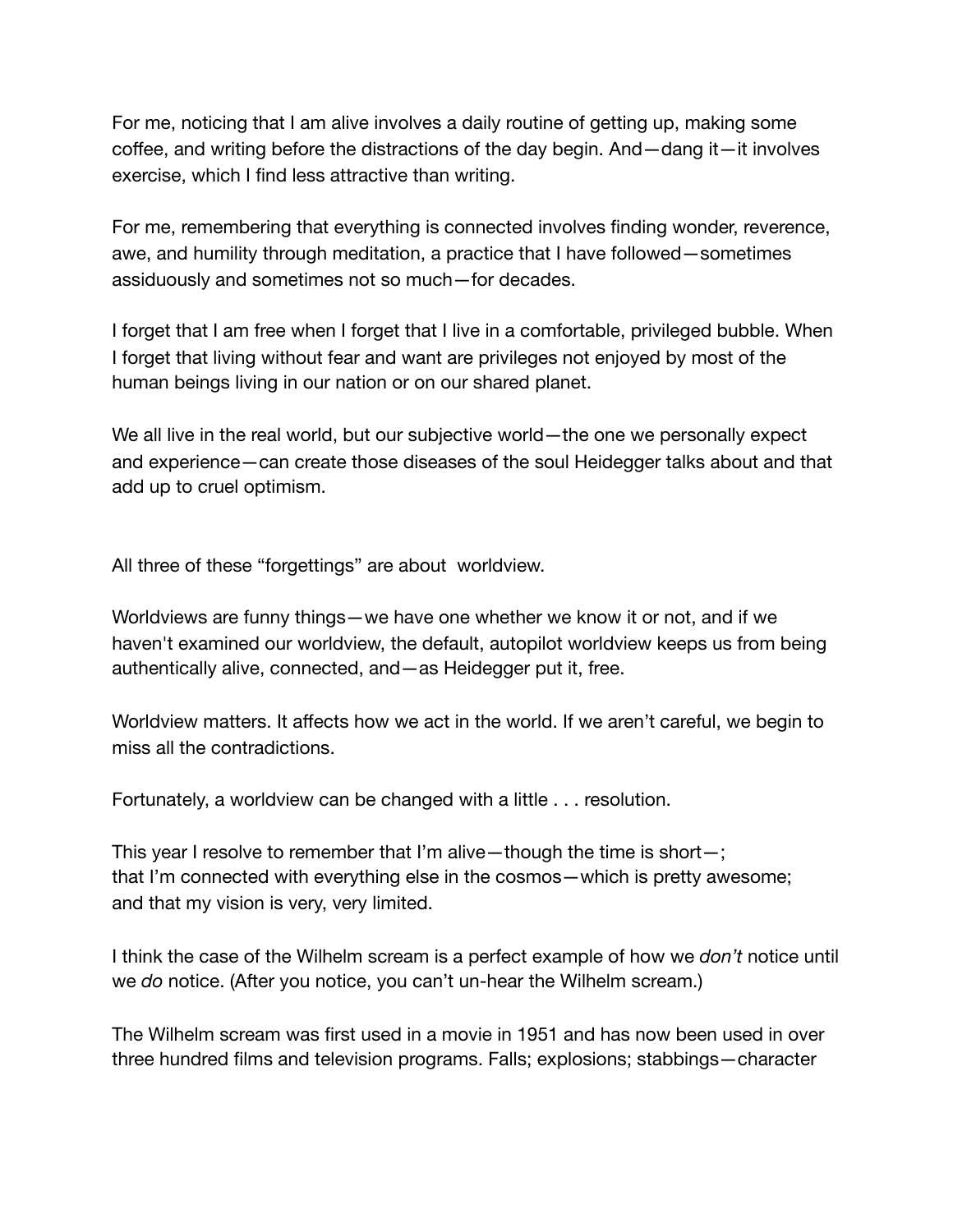For me, noticing that I am alive involves a daily routine of getting up, making some coffee, and writing before the distractions of the day begin. And—dang it—it involves exercise, which I find less attractive than writing.

For me, remembering that everything is connected involves finding wonder, reverence, awe, and humility through meditation, a practice that I have followed—sometimes assiduously and sometimes not so much—for decades.

I forget that I am free when I forget that I live in a comfortable, privileged bubble. When I forget that living without fear and want are privileges not enjoyed by most of the human beings living in our nation or on our shared planet.

We all live in the real world, but our subjective world—the one we personally expect and experience—can create those diseases of the soul Heidegger talks about and that add up to cruel optimism.

All three of these "forgettings" are about worldview.

Worldviews are funny things—we have one whether we know it or not, and if we haven't examined our worldview, the default, autopilot worldview keeps us from being authentically alive, connected, and—as Heidegger put it, free.

Worldview matters. It affects how we act in the world. If we aren't careful, we begin to miss all the contradictions.

Fortunately, a worldview can be changed with a little . . . resolution.

This year I resolve to remember that I'm alive—though the time is short—;
that I'm connected with everything else in the cosmos—which is pretty awesome;
and that my vision is very, very limited.

I think the case of the Wilhelm scream is a perfect example of how we *don't* notice until we *do* notice. (After you notice, you can't un-hear the Wilhelm scream.)

The Wilhelm scream was first used in a movie in 1951 and has now been used in over three hundred films and television programs. Falls; explosions; stabbings—character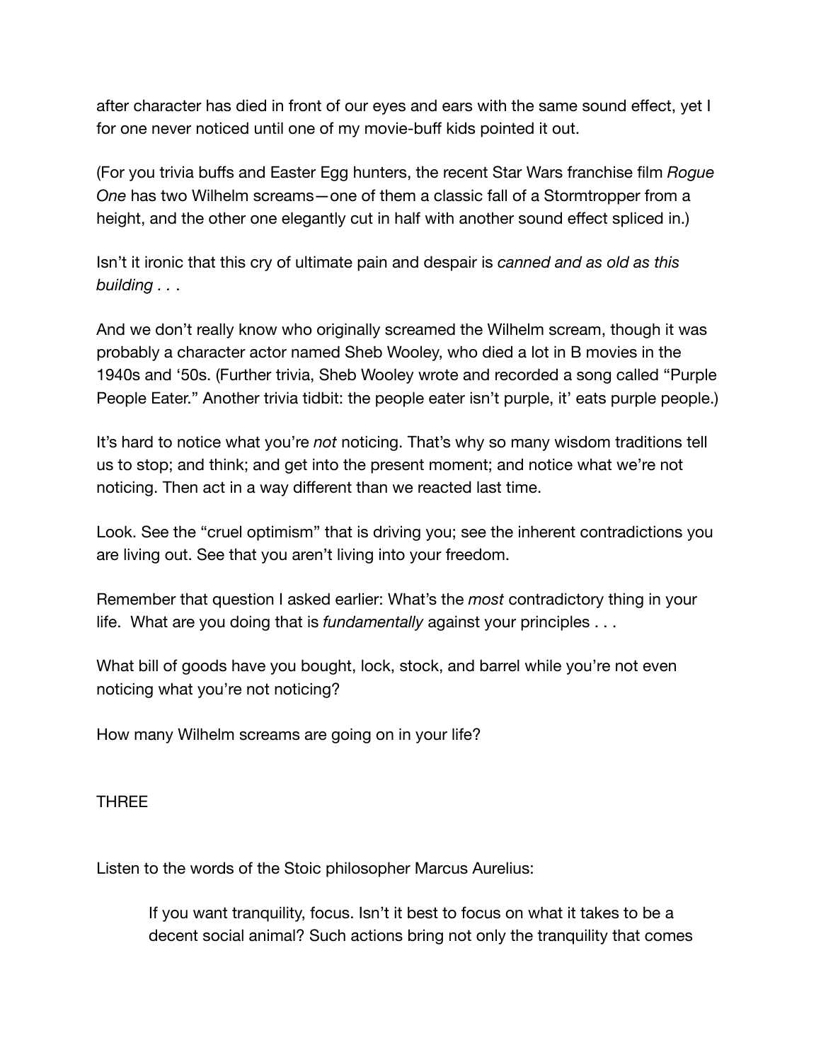after character has died in front of our eyes and ears with the same sound effect, yet I for one never noticed until one of my movie-buff kids pointed it out.

(For you trivia buffs and Easter Egg hunters, the recent Star Wars franchise film *Rogue One* has two Wilhelm screams—one of them a classic fall of a Stormtropper from a height, and the other one elegantly cut in half with another sound effect spliced in.)

Isn't it ironic that this cry of ultimate pain and despair is *canned and as old as this building . . .*

And we don't really know who originally screamed the Wilhelm scream, though it was probably a character actor named Sheb Wooley, who died a lot in B movies in the 1940s and '50s. (Further trivia, Sheb Wooley wrote and recorded a song called "Purple People Eater." Another trivia tidbit: the people eater isn't purple, it' eats purple people.)

It's hard to notice what you're *not* noticing. That's why so many wisdom traditions tell us to stop; and think; and get into the present moment; and notice what we're not noticing. Then act in a way different than we reacted last time.

Look. See the "cruel optimism" that is driving you; see the inherent contradictions you are living out. See that you aren't living into your freedom.

Remember that question I asked earlier: What's the *most* contradictory thing in your life. What are you doing that is *fundamentally* against your principles . . .

What bill of goods have you bought, lock, stock, and barrel while you're not even noticing what you're not noticing?

How many Wilhelm screams are going on in your life?

## THREE

Listen to the words of the Stoic philosopher Marcus Aurelius:

> If you want tranquility, focus. Isn't it best to focus on what it takes to be a decent social animal? Such actions bring not only the tranquility that comes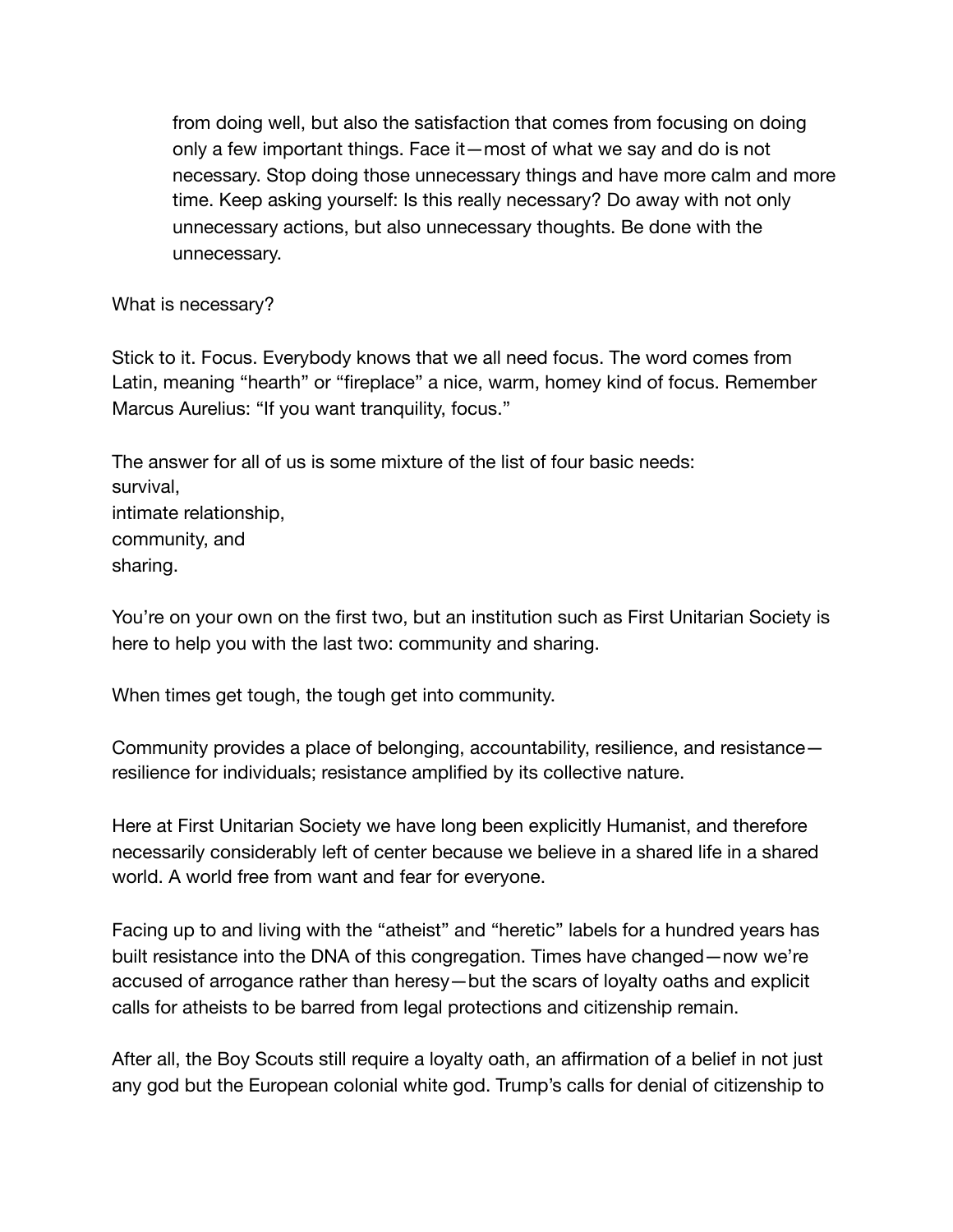> from doing well, but also the satisfaction that comes from focusing on doing only a few important things. Face it—most of what we say and do is not necessary. Stop doing those unnecessary things and have more calm and more time. Keep asking yourself: Is this really necessary? Do away with not only unnecessary actions, but also unnecessary thoughts. Be done with the unnecessary.

What is necessary?

Stick to it. Focus. Everybody knows that we all need focus. The word comes from Latin, meaning "hearth" or "fireplace" a nice, warm, homey kind of focus. Remember Marcus Aurelius: "If you want tranquility, focus."

The answer for all of us is some mixture of the list of four basic needs:
survival,
intimate relationship,
community, and
sharing.

You're on your own on the first two, but an institution such as First Unitarian Society is here to help you with the last two: community and sharing.

When times get tough, the tough get into community.

Community provides a place of belonging, accountability, resilience, and resistance—resilience for individuals; resistance amplified by its collective nature.

Here at First Unitarian Society we have long been explicitly Humanist, and therefore necessarily considerably left of center because we believe in a shared life in a shared world. A world free from want and fear for everyone.

Facing up to and living with the "atheist" and "heretic" labels for a hundred years has built resistance into the DNA of this congregation. Times have changed—now we're accused of arrogance rather than heresy—but the scars of loyalty oaths and explicit calls for atheists to be barred from legal protections and citizenship remain.

After all, the Boy Scouts still require a loyalty oath, an affirmation of a belief in not just any god but the European colonial white god. Trump's calls for denial of citizenship to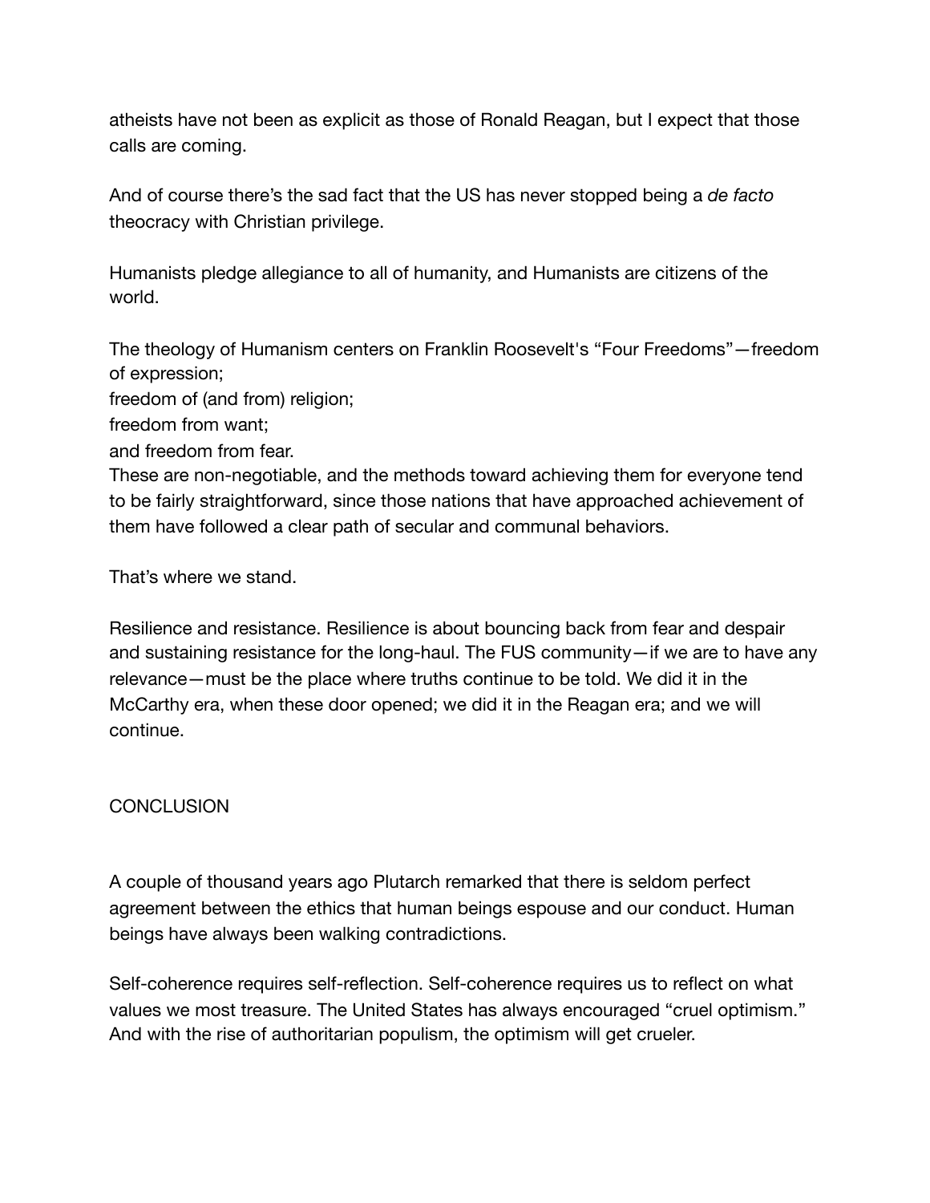atheists have not been as explicit as those of Ronald Reagan, but I expect that those calls are coming.

And of course there's the sad fact that the US has never stopped being a *de facto* theocracy with Christian privilege.

Humanists pledge allegiance to all of humanity, and Humanists are citizens of the world.

The theology of Humanism centers on Franklin Roosevelt's "Four Freedoms"—freedom of expression;
freedom of (and from) religion;
freedom from want;
and freedom from fear.
These are non-negotiable, and the methods toward achieving them for everyone tend to be fairly straightforward, since those nations that have approached achievement of them have followed a clear path of secular and communal behaviors.

That's where we stand.

Resilience and resistance. Resilience is about bouncing back from fear and despair and sustaining resistance for the long-haul. The FUS community—if we are to have any relevance—must be the place where truths continue to be told. We did it in the McCarthy era, when these door opened; we did it in the Reagan era; and we will continue.

## CONCLUSION

A couple of thousand years ago Plutarch remarked that there is seldom perfect agreement between the ethics that human beings espouse and our conduct. Human beings have always been walking contradictions.

Self-coherence requires self-reflection. Self-coherence requires us to reflect on what values we most treasure. The United States has always encouraged "cruel optimism." And with the rise of authoritarian populism, the optimism will get crueler.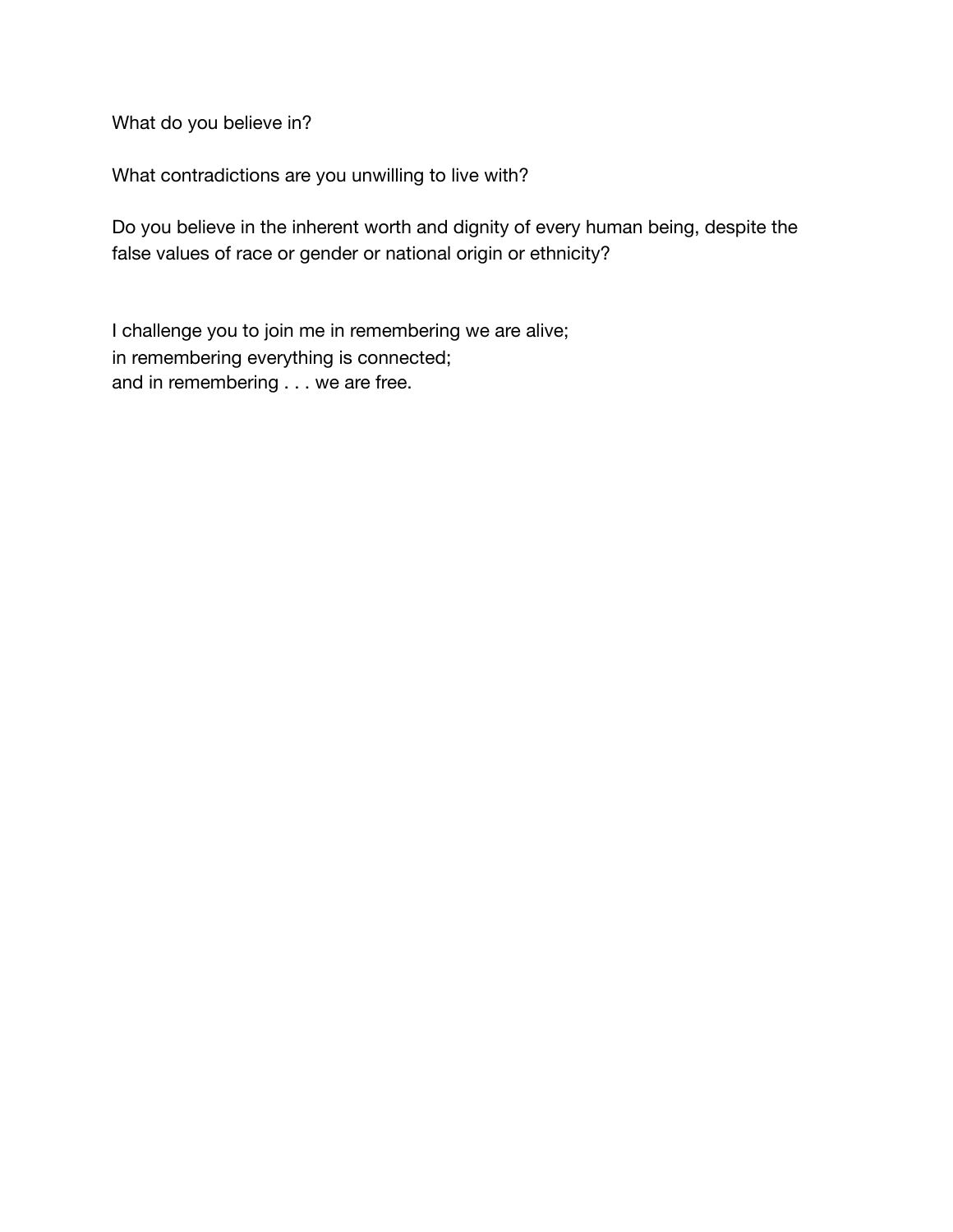What do you believe in?

What contradictions are you unwilling to live with?

Do you believe in the inherent worth and dignity of every human being, despite the false values of race or gender or national origin or ethnicity?

I challenge you to join me in remembering we are alive;  
in remembering everything is connected;  
and in remembering . . . we are free.